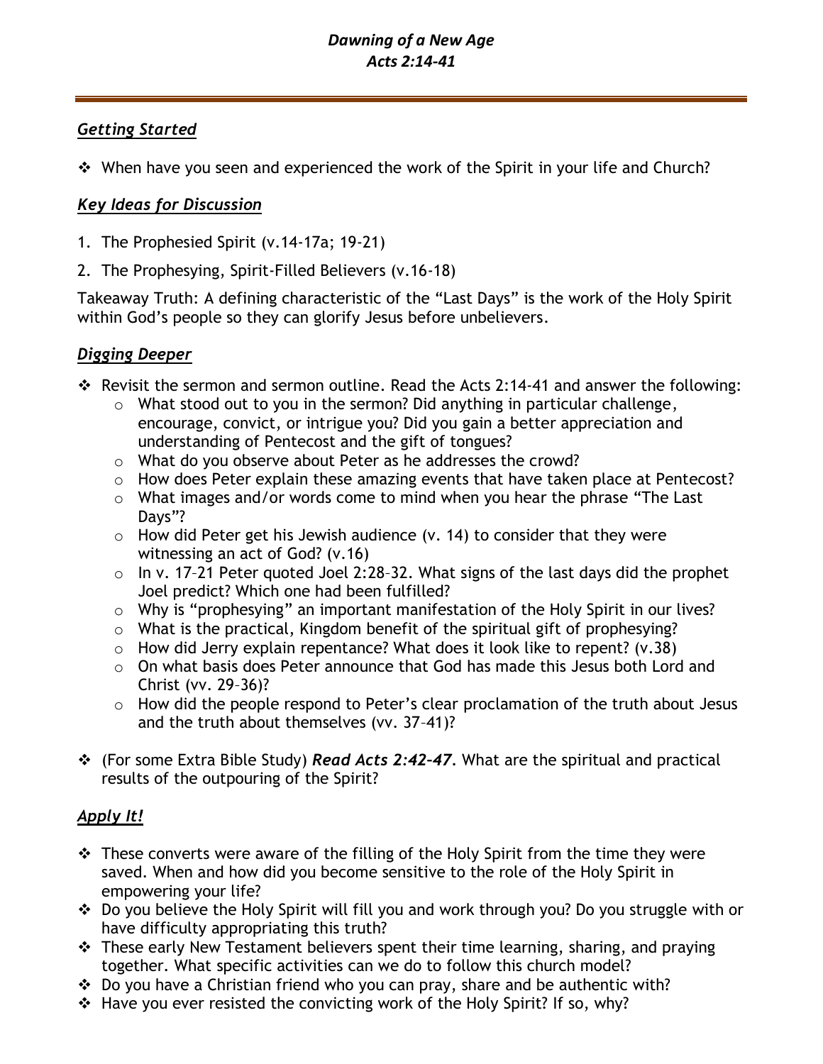# *Dawning of a New Age*
# *Acts 2:14-41*

## *Getting Started*

- When have you seen and experienced the work of the Spirit in your life and Church?

## *Key Ideas for Discussion*

1. The Prophesied Spirit (v.14-17a; 19-21)
2. The Prophesying, Spirit-Filled Believers (v.16-18)

Takeaway Truth: A defining characteristic of the “Last Days” is the work of the Holy Spirit within God’s people so they can glorify Jesus before unbelievers.

## *Digging Deeper*

- Revisit the sermon and sermon outline. Read the Acts 2:14-41 and answer the following:
  - What stood out to you in the sermon? Did anything in particular challenge, encourage, convict, or intrigue you? Did you gain a better appreciation and understanding of Pentecost and the gift of tongues?
  - What do you observe about Peter as he addresses the crowd?
  - How does Peter explain these amazing events that have taken place at Pentecost?
  - What images and/or words come to mind when you hear the phrase “The Last Days”?
  - How did Peter get his Jewish audience (v. 14) to consider that they were witnessing an act of God? (v.16)
  - In v. 17–21 Peter quoted Joel 2:28–32. What signs of the last days did the prophet Joel predict? Which one had been fulfilled?
  - Why is “prophesying” an important manifestation of the Holy Spirit in our lives?
  - What is the practical, Kingdom benefit of the spiritual gift of prophesying?
  - How did Jerry explain repentance? What does it look like to repent? (v.38)
  - On what basis does Peter announce that God has made this Jesus both Lord and Christ (vv. 29–36)?
  - How did the people respond to Peter’s clear proclamation of the truth about Jesus and the truth about themselves (vv. 37–41)?

- (For some Extra Bible Study) ***Read Acts 2:42–47***. What are the spiritual and practical results of the outpouring of the Spirit?

## *Apply It!*

- These converts were aware of the filling of the Holy Spirit from the time they were saved. When and how did you become sensitive to the role of the Holy Spirit in empowering your life?
- Do you believe the Holy Spirit will fill you and work through you? Do you struggle with or have difficulty appropriating this truth?
- These early New Testament believers spent their time learning, sharing, and praying together. What specific activities can we do to follow this church model?
- Do you have a Christian friend who you can pray, share and be authentic with?
- Have you ever resisted the convicting work of the Holy Spirit? If so, why?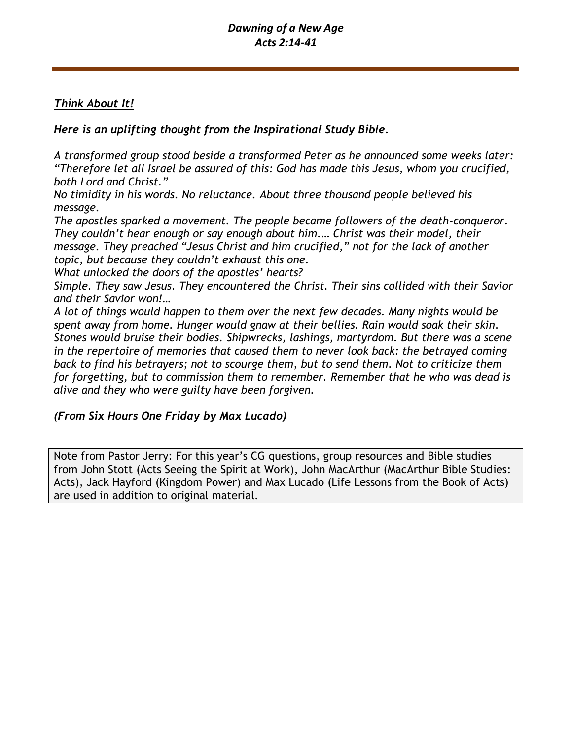*Dawning of a New Age*
*Acts 2:14-41*

---

***Think About It!***

***Here is an uplifting thought from the Inspirational Study Bible.***

*A transformed group stood beside a transformed Peter as he announced some weeks later: "Therefore let all Israel be assured of this: God has made this Jesus, whom you crucified, both Lord and Christ."*

*No timidity in his words. No reluctance. About three thousand people believed his message.*

*The apostles sparked a movement. The people became followers of the death-conqueror. They couldn't hear enough or say enough about him.… Christ was their model, their message. They preached "Jesus Christ and him crucified," not for the lack of another topic, but because they couldn't exhaust this one.*

*What unlocked the doors of the apostles' hearts?*

*Simple. They saw Jesus. They encountered the Christ. Their sins collided with their Savior and their Savior won!…*

*A lot of things would happen to them over the next few decades. Many nights would be spent away from home. Hunger would gnaw at their bellies. Rain would soak their skin. Stones would bruise their bodies. Shipwrecks, lashings, martyrdom. But there was a scene in the repertoire of memories that caused them to never look back: the betrayed coming back to find his betrayers; not to scourge them, but to send them. Not to criticize them for forgetting, but to commission them to remember. Remember that he who was dead is alive and they who were guilty have been forgiven.*

***(From Six Hours One Friday by Max Lucado)***

Note from Pastor Jerry: For this year's CG questions, group resources and Bible studies from John Stott (Acts Seeing the Spirit at Work), John MacArthur (MacArthur Bible Studies: Acts), Jack Hayford (Kingdom Power) and Max Lucado (Life Lessons from the Book of Acts) are used in addition to original material.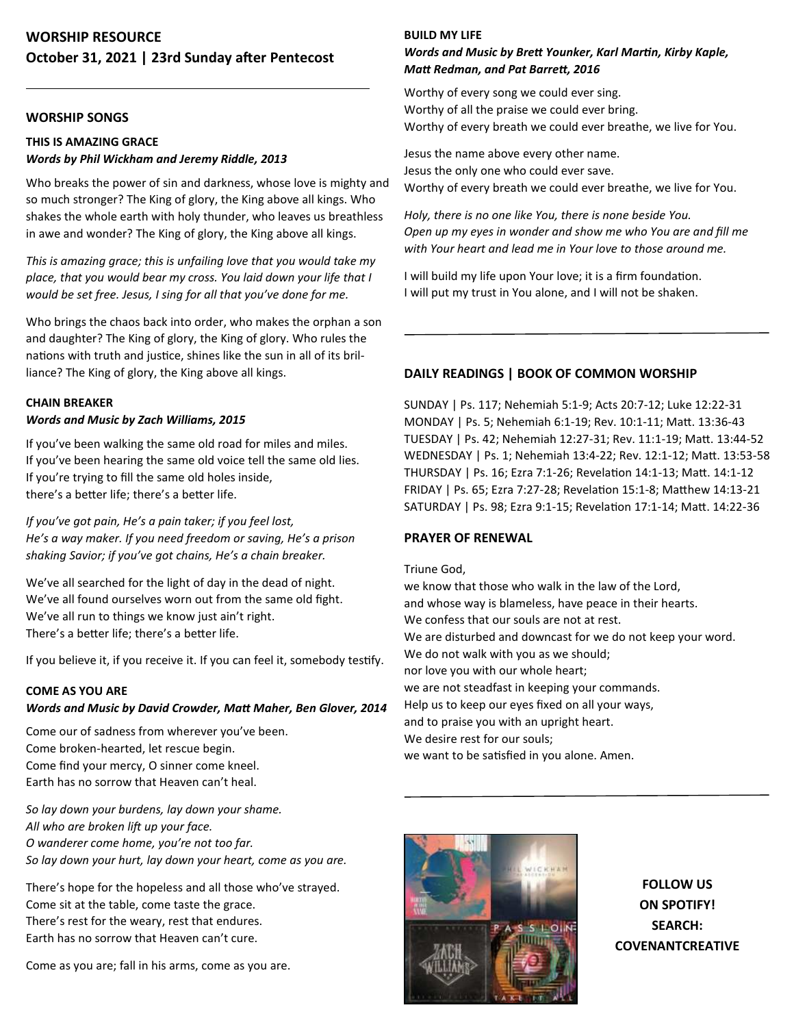## WORSHIP RESOURCE
## October 31, 2021 | 23rd Sunday after Pentecost

### WORSHIP SONGS

**THIS IS AMAZING GRACE**
***Words by Phil Wickham and Jeremy Riddle, 2013***

Who breaks the power of sin and darkness, whose love is mighty and so much stronger? The King of glory, the King above all kings. Who shakes the whole earth with holy thunder, who leaves us breathless in awe and wonder? The King of glory, the King above all kings.

*This is amazing grace; this is unfailing love that you would take my place, that you would bear my cross. You laid down your life that I would be set free. Jesus, I sing for all that you've done for me.*

Who brings the chaos back into order, who makes the orphan a son and daughter? The King of glory, the King of glory. Who rules the nations with truth and justice, shines like the sun in all of its brilliance? The King of glory, the King above all kings.

**CHAIN BREAKER**
***Words and Music by Zach Williams, 2015***

If you've been walking the same old road for miles and miles.
If you've been hearing the same old voice tell the same old lies.
If you're trying to fill the same old holes inside,
there's a better life; there's a better life.

*If you've got pain, He's a pain taker; if you feel lost,*
*He's a way maker. If you need freedom or saving, He's a prison shaking Savior; if you've got chains, He's a chain breaker.*

We've all searched for the light of day in the dead of night.
We've all found ourselves worn out from the same old fight.
We've all run to things we know just ain't right.
There's a better life; there's a better life.

If you believe it, if you receive it. If you can feel it, somebody testify.

**COME AS YOU ARE**
***Words and Music by David Crowder, Matt Maher, Ben Glover, 2014***

Come our of sadness from wherever you've been.
Come broken-hearted, let rescue begin.
Come find your mercy, O sinner come kneel.
Earth has no sorrow that Heaven can't heal.

*So lay down your burdens, lay down your shame.*
*All who are broken lift up your face.*
*O wanderer come home, you're not too far.*
*So lay down your hurt, lay down your heart, come as you are.*

There's hope for the hopeless and all those who've strayed.
Come sit at the table, come taste the grace.
There's rest for the weary, rest that endures.
Earth has no sorrow that Heaven can't cure.

Come as you are; fall in his arms, come as you are.

**BUILD MY LIFE**
***Words and Music by Brett Younker, Karl Martin, Kirby Kaple, Matt Redman, and Pat Barrett, 2016***

Worthy of every song we could ever sing.
Worthy of all the praise we could ever bring.
Worthy of every breath we could ever breathe, we live for You.

Jesus the name above every other name.
Jesus the only one who could ever save.
Worthy of every breath we could ever breathe, we live for You.

*Holy, there is no one like You, there is none beside You.*
*Open up my eyes in wonder and show me who You are and fill me with Your heart and lead me in Your love to those around me.*

I will build my life upon Your love; it is a firm foundation.
I will put my trust in You alone, and I will not be shaken.

### DAILY READINGS | BOOK OF COMMON WORSHIP

SUNDAY | Ps. 117; Nehemiah 5:1-9; Acts 20:7-12; Luke 12:22-31
MONDAY | Ps. 5; Nehemiah 6:1-19; Rev. 10:1-11; Matt. 13:36-43
TUESDAY | Ps. 42; Nehemiah 12:27-31; Rev. 11:1-19; Matt. 13:44-52
WEDNESDAY | Ps. 1; Nehemiah 13:4-22; Rev. 12:1-12; Matt. 13:53-58
THURSDAY | Ps. 16; Ezra 7:1-26; Revelation 14:1-13; Matt. 14:1-12
FRIDAY | Ps. 65; Ezra 7:27-28; Revelation 15:1-8; Matthew 14:13-21
SATURDAY | Ps. 98; Ezra 9:1-15; Revelation 17:1-14; Matt. 14:22-36

### PRAYER OF RENEWAL

Triune God,
we know that those who walk in the law of the Lord,
and whose way is blameless, have peace in their hearts.
We confess that our souls are not at rest.
We are disturbed and downcast for we do not keep your word.
We do not walk with you as we should;
nor love you with our whole heart;
we are not steadfast in keeping your commands.
Help us to keep our eyes fixed on all your ways,
and to praise you with an upright heart.
We desire rest for our souls;
we want to be satisfied in you alone. Amen.

**FOLLOW US ON SPOTIFY! SEARCH: COVENANTCREATIVE**